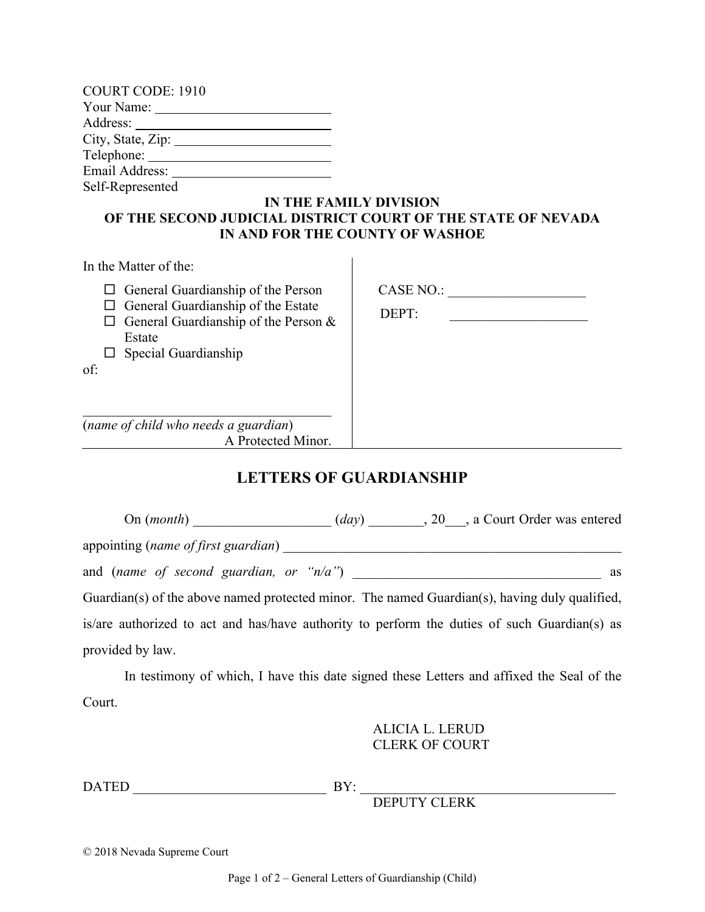COURT CODE: 1910
Your Name: \_\_\_\_\_\_\_\_\_\_\_\_\_\_\_\_\_\_\_\_\_\_\_\_
Address: \_\_\_\_\_\_\_\_\_\_\_\_\_\_\_\_\_\_\_\_\_\_\_\_
City, State, Zip: \_\_\_\_\_\_\_\_\_\_\_\_\_\_\_\_\_\_\_\_\_\_\_\_
Telephone: \_\_\_\_\_\_\_\_\_\_\_\_\_\_\_\_\_\_\_\_\_\_\_\_
Email Address: \_\_\_\_\_\_\_\_\_\_\_\_\_\_\_\_\_\_\_\_\_\_\_\_
Self-Represented

**IN THE FAMILY DIVISION**
**OF THE SECOND JUDICIAL DISTRICT COURT OF THE STATE OF NEVADA**
**IN AND FOR THE COUNTY OF WASHOE**

In the Matter of the:

- ☐ General Guardianship of the Person
- ☐ General Guardianship of the Estate
- ☐ General Guardianship of the Person & Estate
- ☐ Special Guardianship

of:

\_\_\_\_\_\_\_\_\_\_\_\_\_\_\_\_\_\_\_\_\_\_\_\_\_\_\_\_\_\_\_\_
(*name of child who needs a guardian*)
A Protected Minor.

CASE NO.: \_\_\_\_\_\_\_\_\_\_\_\_\_\_\_\_\_\_\_\_
DEPT: \_\_\_\_\_\_\_\_\_\_\_\_\_\_\_\_\_\_\_\_

## LETTERS OF GUARDIANSHIP

On (*month*) \_\_\_\_\_\_\_\_\_\_\_\_\_\_\_\_\_\_\_ (*day*) \_\_\_\_\_\_\_\_, 20\_\_\_, a Court Order was entered appointing (*name of first guardian*) \_\_\_\_\_\_\_\_\_\_\_\_\_\_\_\_\_\_\_\_\_\_\_\_\_\_\_\_\_\_\_\_\_\_\_\_\_\_\_\_\_\_\_\_\_\_\_\_ and (*name of second guardian, or "n/a"*) \_\_\_\_\_\_\_\_\_\_\_\_\_\_\_\_\_\_\_\_\_\_\_\_\_\_\_\_\_\_\_\_\_\_\_\_ as Guardian(s) of the above named protected minor. The named Guardian(s), having duly qualified, is/are authorized to act and has/have authority to perform the duties of such Guardian(s) as provided by law.

In testimony of which, I have this date signed these Letters and affixed the Seal of the Court.

ALICIA L. LERUD
CLERK OF COURT

DATED \_\_\_\_\_\_\_\_\_\_\_\_\_\_\_\_\_\_\_\_\_\_\_\_\_\_\_\_ BY: \_\_\_\_\_\_\_\_\_\_\_\_\_\_\_\_\_\_\_\_\_\_\_\_\_\_\_\_\_\_\_\_\_\_\_\_\_\_
DEPUTY CLERK

© 2018 Nevada Supreme Court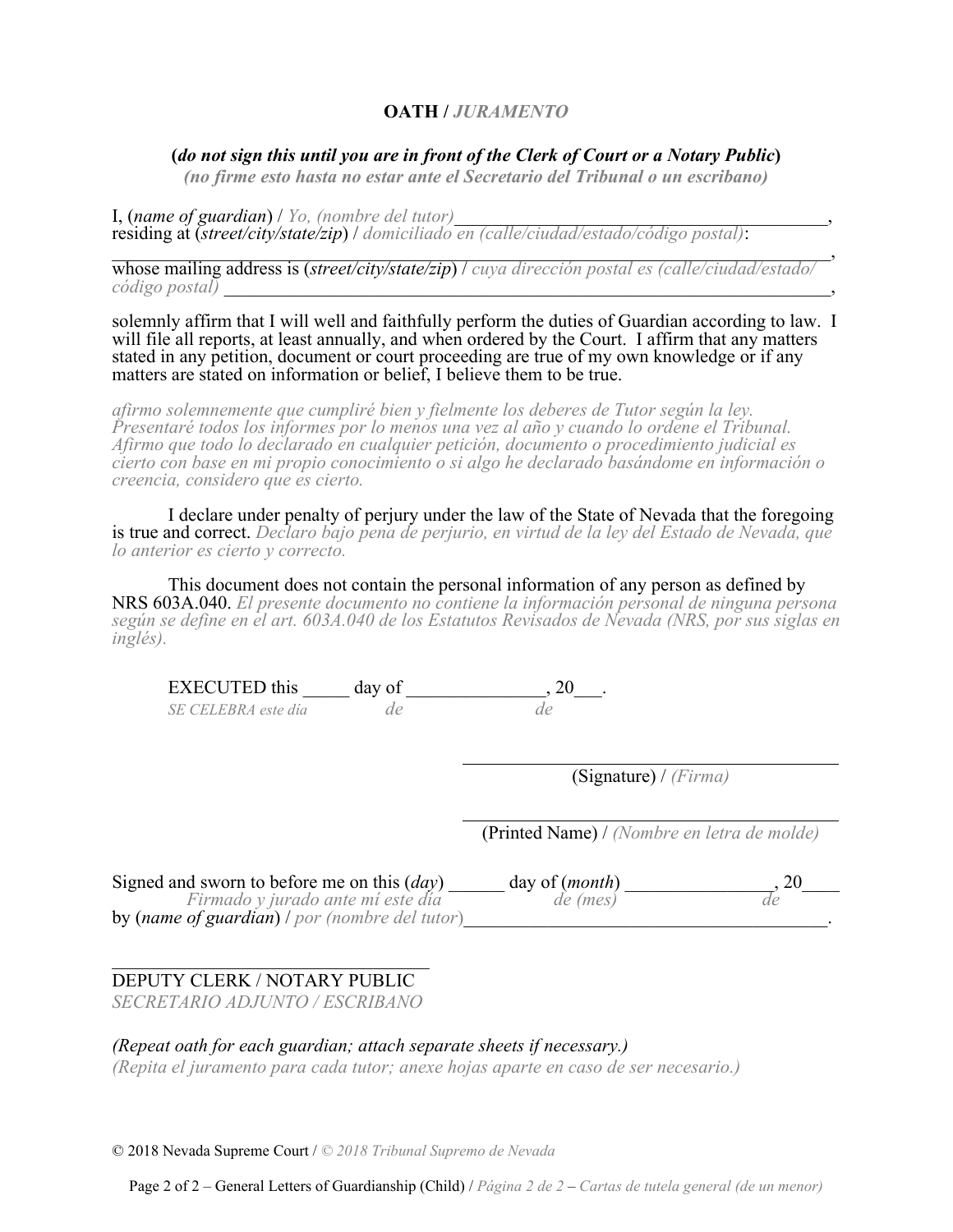## OATH / *JURAMENTO*

**(*do not sign this until you are in front of the Clerk of Court or a Notary Public*)**
***(no firme esto hasta no estar ante el Secretario del Tribunal o un escribano)***

I, (*name of guardian*) / *Yo, (nombre del tutor)*\_\_\_\_\_\_\_\_\_\_\_\_\_\_\_\_\_\_\_\_\_\_\_\_\_\_\_\_\_\_\_\_\_\_\_\_\_\_\_\_,
residing at (*street/city/state/zip*) / *domiciliado en (calle/ciudad/estado/código postal)*:
\_\_\_\_\_\_\_\_\_\_\_\_\_\_\_\_\_\_\_\_\_\_\_\_\_\_\_\_\_\_\_\_\_\_\_\_\_\_\_\_\_\_\_\_\_\_\_\_\_\_\_\_\_\_\_\_\_\_\_\_\_\_\_\_\_\_\_\_\_\_\_\_\_\_,
whose mailing address is (*street/city/state/zip*) / *cuya dirección postal es (calle/ciudad/estado/código postal)* \_\_\_\_\_\_\_\_\_\_\_\_\_\_\_\_\_\_\_\_\_\_\_\_\_\_\_\_\_\_\_\_\_\_\_\_\_\_\_\_\_\_\_\_\_\_\_\_\_\_\_\_\_\_\_\_\_\_,

solemnly affirm that I will well and faithfully perform the duties of Guardian according to law. I will file all reports, at least annually, and when ordered by the Court. I affirm that any matters stated in any petition, document or court proceeding are true of my own knowledge or if any matters are stated on information or belief, I believe them to be true.

*afirmo solemnemente que cumpliré bien y fielmente los deberes de Tutor según la ley. Presentaré todos los informes por lo menos una vez al año y cuando lo ordene el Tribunal. Afirmo que todo lo declarado en cualquier petición, documento o procedimiento judicial es cierto con base en mi propio conocimiento o si algo he declarado basándome en información o creencia, considero que es cierto.*

I declare under penalty of perjury under the law of the State of Nevada that the foregoing is true and correct. *Declaro bajo pena de perjurio, en virtud de la ley del Estado de Nevada, que lo anterior es cierto y correcto.*

This document does not contain the personal information of any person as defined by NRS 603A.040. *El presente documento no contiene la información personal de ninguna persona según se define en el art. 603A.040 de los Estatutos Revisados de Nevada (NRS, por sus siglas en inglés).*

EXECUTED this \_\_\_\_\_ day of \_\_\_\_\_\_\_\_\_\_\_\_\_\_\_, 20\_\_\_.
*SE CELEBRA este día de de*

\_\_\_\_\_\_\_\_\_\_\_\_\_\_\_\_\_\_\_\_\_\_\_\_\_\_\_\_\_\_\_\_\_\_\_\_
(Signature) / *(Firma)*

\_\_\_\_\_\_\_\_\_\_\_\_\_\_\_\_\_\_\_\_\_\_\_\_\_\_\_\_\_\_\_\_\_\_\_\_
(Printed Name) / *(Nombre en letra de molde)*

Signed and sworn to before me on this (*day*) \_\_\_\_\_\_ day of (*month*) \_\_\_\_\_\_\_\_\_\_\_\_\_\_\_\_, 20\_\_\_\_
*Firmado y jurado ante mí este día de (mes) de*
by (*name of guardian*) / *por (nombre del tutor)*\_\_\_\_\_\_\_\_\_\_\_\_\_\_\_\_\_\_\_\_\_\_\_\_\_\_\_\_\_\_\_\_\_\_\_\_\_\_\_\_.

\_\_\_\_\_\_\_\_\_\_\_\_\_\_\_\_\_\_\_\_\_\_\_\_\_\_\_\_\_\_\_\_\_\_\_\_
DEPUTY CLERK / NOTARY PUBLIC
*SECRETARIO ADJUNTO / ESCRIBANO*

*(Repeat oath for each guardian; attach separate sheets if necessary.)*
*(Repita el juramento para cada tutor; anexe hojas aparte en caso de ser necesario.)*

© 2018 Nevada Supreme Court / *© 2018 Tribunal Supremo de Nevada*